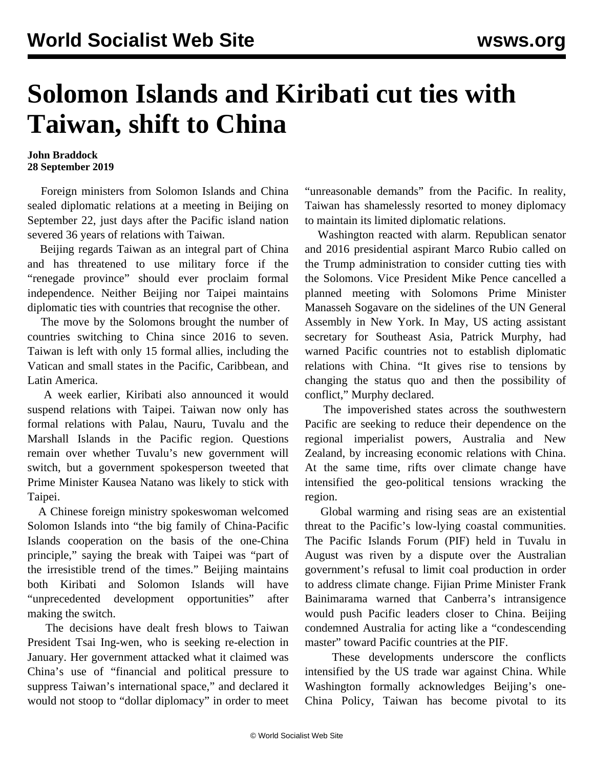# Solomon Islands and Kiribati cut ties with Taiwan, shift to China

**John Braddock**
**28 September 2019**

Foreign ministers from Solomon Islands and China sealed diplomatic relations at a meeting in Beijing on September 22, just days after the Pacific island nation severed 36 years of relations with Taiwan.

Beijing regards Taiwan as an integral part of China and has threatened to use military force if the "renegade province" should ever proclaim formal independence. Neither Beijing nor Taipei maintains diplomatic ties with countries that recognise the other.

The move by the Solomons brought the number of countries switching to China since 2016 to seven. Taiwan is left with only 15 formal allies, including the Vatican and small states in the Pacific, Caribbean, and Latin America.

A week earlier, Kiribati also announced it would suspend relations with Taipei. Taiwan now only has formal relations with Palau, Nauru, Tuvalu and the Marshall Islands in the Pacific region. Questions remain over whether Tuvalu's new government will switch, but a government spokesperson tweeted that Prime Minister Kausea Natano was likely to stick with Taipei.

A Chinese foreign ministry spokeswoman welcomed Solomon Islands into "the big family of China-Pacific Islands cooperation on the basis of the one-China principle," saying the break with Taipei was "part of the irresistible trend of the times." Beijing maintains both Kiribati and Solomon Islands will have "unprecedented development opportunities" after making the switch.

The decisions have dealt fresh blows to Taiwan President Tsai Ing-wen, who is seeking re-election in January. Her government attacked what it claimed was China's use of "financial and political pressure to suppress Taiwan's international space," and declared it would not stoop to "dollar diplomacy" in order to meet "unreasonable demands" from the Pacific. In reality, Taiwan has shamelessly resorted to money diplomacy to maintain its limited diplomatic relations.

Washington reacted with alarm. Republican senator and 2016 presidential aspirant Marco Rubio called on the Trump administration to consider cutting ties with the Solomons. Vice President Mike Pence cancelled a planned meeting with Solomons Prime Minister Manasseh Sogavare on the sidelines of the UN General Assembly in New York. In May, US acting assistant secretary for Southeast Asia, Patrick Murphy, had warned Pacific countries not to establish diplomatic relations with China. "It gives rise to tensions by changing the status quo and then the possibility of conflict," Murphy declared.

The impoverished states across the southwestern Pacific are seeking to reduce their dependence on the regional imperialist powers, Australia and New Zealand, by increasing economic relations with China. At the same time, rifts over climate change have intensified the geo-political tensions wracking the region.

Global warming and rising seas are an existential threat to the Pacific's low-lying coastal communities. The Pacific Islands Forum (PIF) held in Tuvalu in August was riven by a dispute over the Australian government's refusal to limit coal production in order to address climate change. Fijian Prime Minister Frank Bainimarama warned that Canberra's intransigence would push Pacific leaders closer to China. Beijing condemned Australia for acting like a "condescending master" toward Pacific countries at the PIF.

These developments underscore the conflicts intensified by the US trade war against China. While Washington formally acknowledges Beijing's one-China Policy, Taiwan has become pivotal to its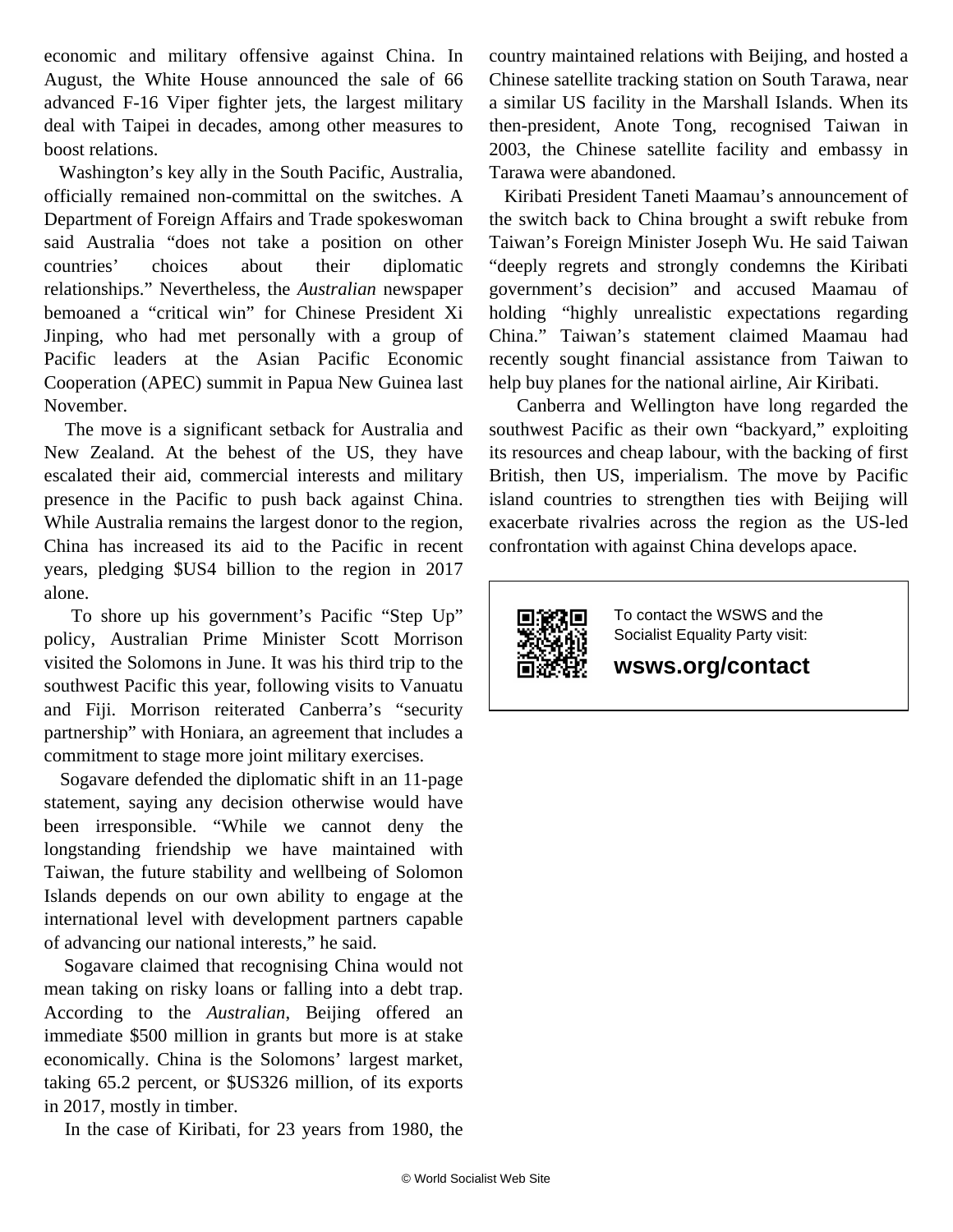economic and military offensive against China. In August, the White House announced the sale of 66 advanced F-16 Viper fighter jets, the largest military deal with Taipei in decades, among other measures to boost relations.

Washington's key ally in the South Pacific, Australia, officially remained non-committal on the switches. A Department of Foreign Affairs and Trade spokeswoman said Australia "does not take a position on other countries' choices about their diplomatic relationships." Nevertheless, the *Australian* newspaper bemoaned a "critical win" for Chinese President Xi Jinping, who had met personally with a group of Pacific leaders at the Asian Pacific Economic Cooperation (APEC) summit in Papua New Guinea last November.

The move is a significant setback for Australia and New Zealand. At the behest of the US, they have escalated their aid, commercial interests and military presence in the Pacific to push back against China. While Australia remains the largest donor to the region, China has increased its aid to the Pacific in recent years, pledging $US4 billion to the region in 2017 alone.

To shore up his government's Pacific "Step Up" policy, Australian Prime Minister Scott Morrison visited the Solomons in June. It was his third trip to the southwest Pacific this year, following visits to Vanuatu and Fiji. Morrison reiterated Canberra's "security partnership" with Honiara, an agreement that includes a commitment to stage more joint military exercises.

Sogavare defended the diplomatic shift in an 11-page statement, saying any decision otherwise would have been irresponsible. "While we cannot deny the longstanding friendship we have maintained with Taiwan, the future stability and wellbeing of Solomon Islands depends on our own ability to engage at the international level with development partners capable of advancing our national interests," he said.

Sogavare claimed that recognising China would not mean taking on risky loans or falling into a debt trap. According to the *Australian*, Beijing offered an immediate $500 million in grants but more is at stake economically. China is the Solomons' largest market, taking 65.2 percent, or $US326 million, of its exports in 2017, mostly in timber.

In the case of Kiribati, for 23 years from 1980, the country maintained relations with Beijing, and hosted a Chinese satellite tracking station on South Tarawa, near a similar US facility in the Marshall Islands. When its then-president, Anote Tong, recognised Taiwan in 2003, the Chinese satellite facility and embassy in Tarawa were abandoned.

Kiribati President Taneti Maamau's announcement of the switch back to China brought a swift rebuke from Taiwan's Foreign Minister Joseph Wu. He said Taiwan "deeply regrets and strongly condemns the Kiribati government's decision" and accused Maamau of holding "highly unrealistic expectations regarding China." Taiwan's statement claimed Maamau had recently sought financial assistance from Taiwan to help buy planes for the national airline, Air Kiribati.

Canberra and Wellington have long regarded the southwest Pacific as their own "backyard," exploiting its resources and cheap labour, with the backing of first British, then US, imperialism. The move by Pacific island countries to strengthen ties with Beijing will exacerbate rivalries across the region as the US-led confrontation with against China develops apace.

To contact the WSWS and the Socialist Equality Party visit:

**wsws.org/contact**